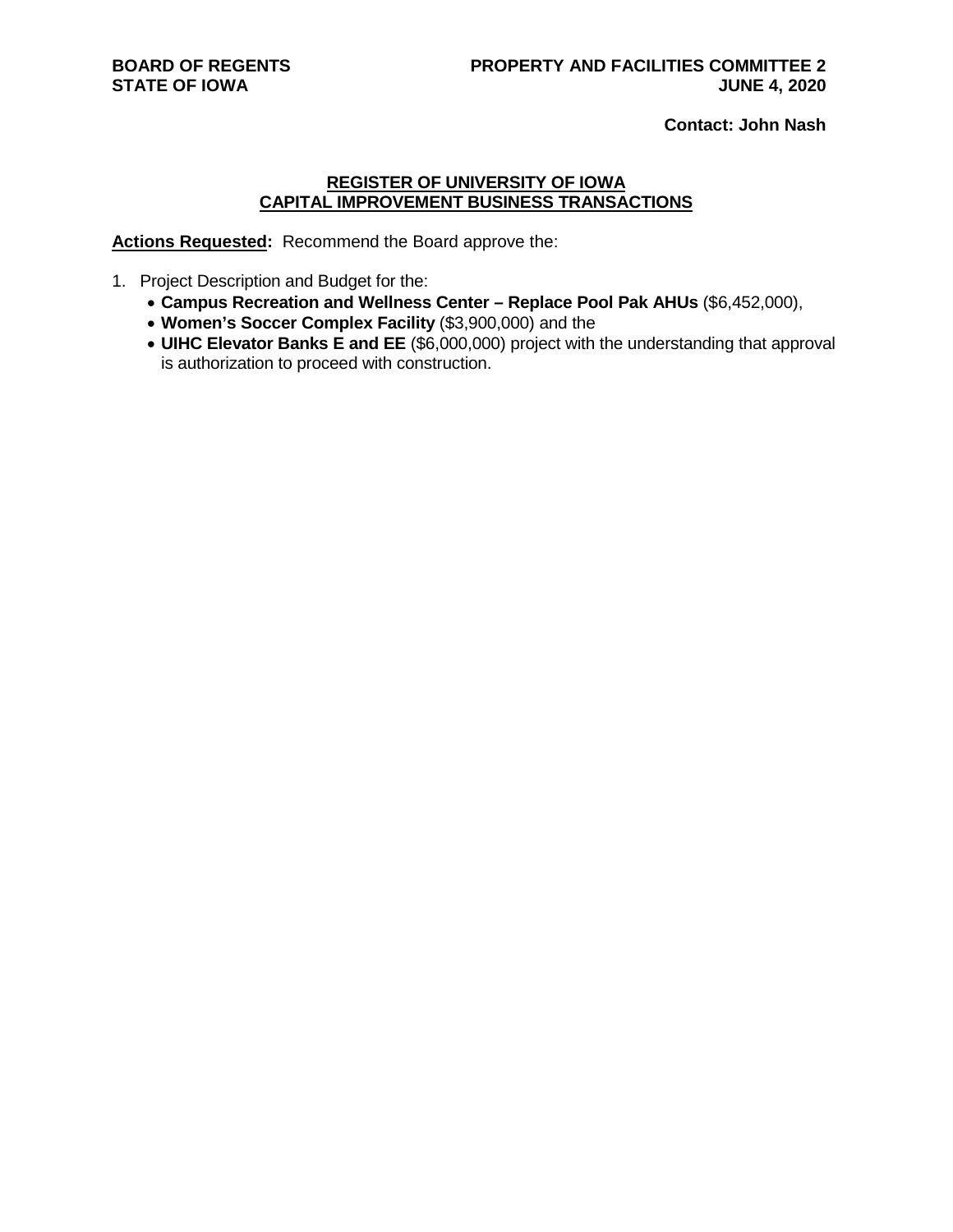**BOARD OF REGENTS**
**STATE OF IOWA**

**PROPERTY AND FACILITIES COMMITTEE 2**
**JUNE 4, 2020**

**Contact: John Nash**

## REGISTER OF UNIVERSITY OF IOWA CAPITAL IMPROVEMENT BUSINESS TRANSACTIONS

**Actions Requested:** Recommend the Board approve the:

1. Project Description and Budget for the:
   - **Campus Recreation and Wellness Center – Replace Pool Pak AHUs** ($6,452,000),
   - **Women's Soccer Complex Facility** ($3,900,000) and the
   - **UIHC Elevator Banks E and EE** ($6,000,000) project with the understanding that approval is authorization to proceed with construction.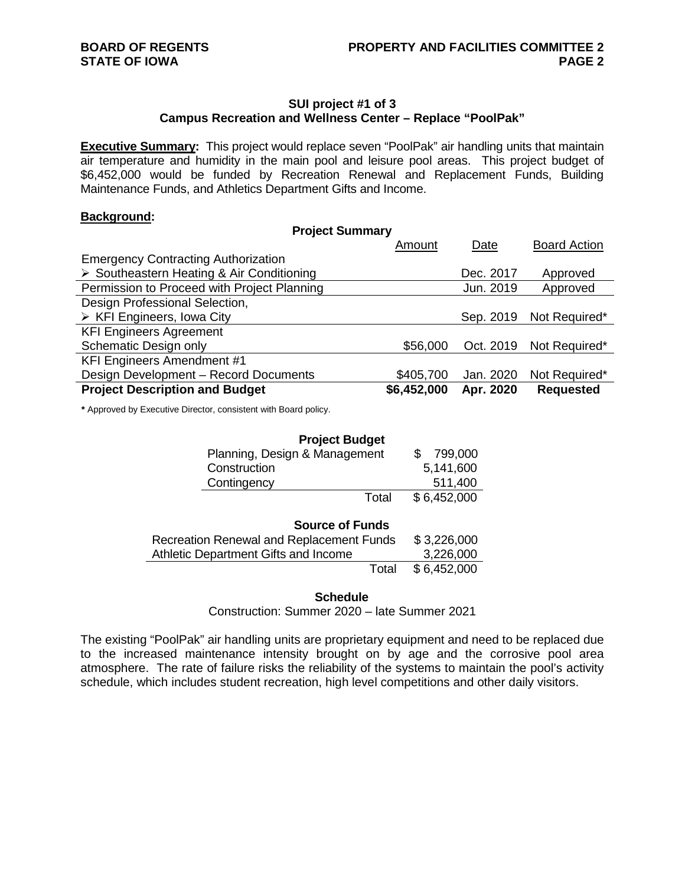## SUI project #1 of 3
## Campus Recreation and Wellness Center – Replace "PoolPak"

**Executive Summary:** This project would replace seven "PoolPak" air handling units that maintain air temperature and humidity in the main pool and leisure pool areas. This project budget of $6,452,000 would be funded by Recreation Renewal and Replacement Funds, Building Maintenance Funds, and Athletics Department Gifts and Income.

**Background:**

**Project Summary**

| | Amount | Date | Board Action |
|---|---|---|---|
| Emergency Contracting Authorization ➢ Southeastern Heating & Air Conditioning | | Dec. 2017 | Approved |
| Permission to Proceed with Project Planning | | Jun. 2019 | Approved |
| Design Professional Selection, ➢ KFI Engineers, Iowa City | | Sep. 2019 | Not Required* |
| KFI Engineers Agreement Schematic Design only | $56,000 | Oct. 2019 | Not Required* |
| KFI Engineers Amendment #1 Design Development – Record Documents | $405,700 | Jan. 2020 | Not Required* |
| **Project Description and Budget** | **$6,452,000** | **Apr. 2020** | **Requested** |

**\*** Approved by Executive Director, consistent with Board policy.

**Project Budget**

| | |
|---|---|
| Planning, Design & Management | $ 799,000 |
| Construction | 5,141,600 |
| Contingency | 511,400 |
| Total | $ 6,452,000 |

**Source of Funds**

| | |
|---|---|
| Recreation Renewal and Replacement Funds | $ 3,226,000 |
| Athletic Department Gifts and Income | 3,226,000 |
| Total | $ 6,452,000 |

**Schedule**

Construction: Summer 2020 – late Summer 2021

The existing "PoolPak" air handling units are proprietary equipment and need to be replaced due to the increased maintenance intensity brought on by age and the corrosive pool area atmosphere. The rate of failure risks the reliability of the systems to maintain the pool's activity schedule, which includes student recreation, high level competitions and other daily visitors.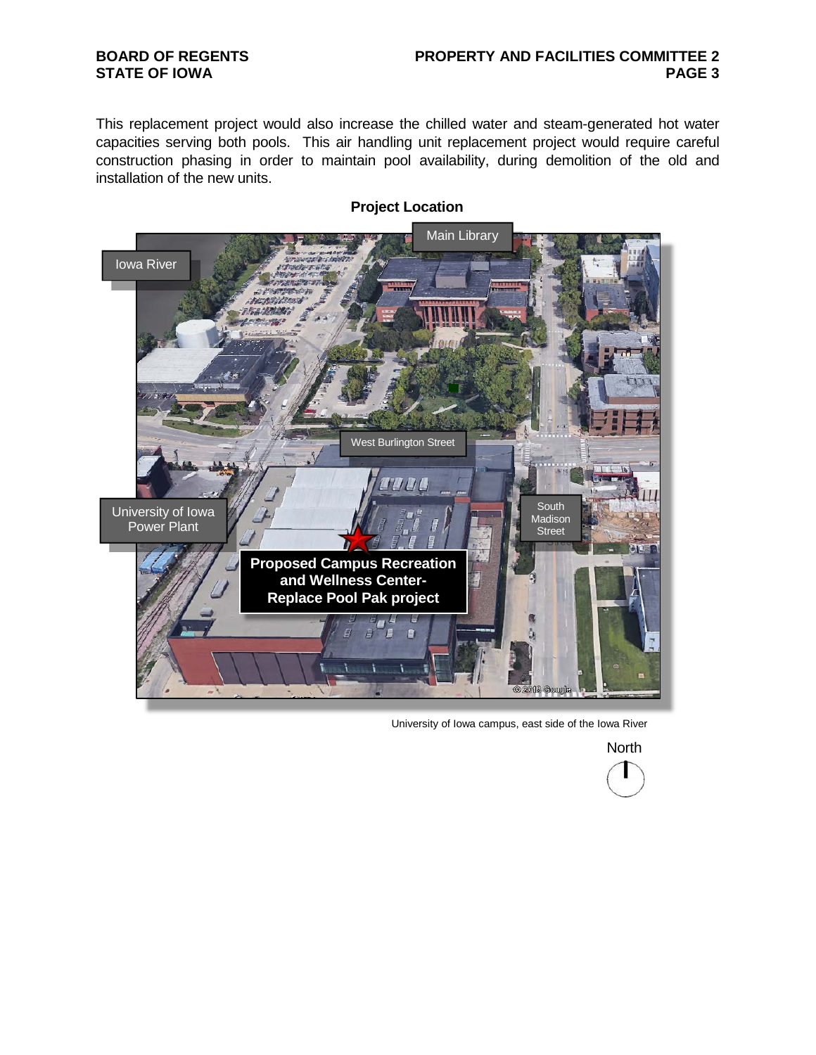This replacement project would also increase the chilled water and steam-generated hot water capacities serving both pools. This air handling unit replacement project would require careful construction phasing in order to maintain pool availability, during demolition of the old and installation of the new units.

**Project Location**

University of Iowa campus, east side of the Iowa River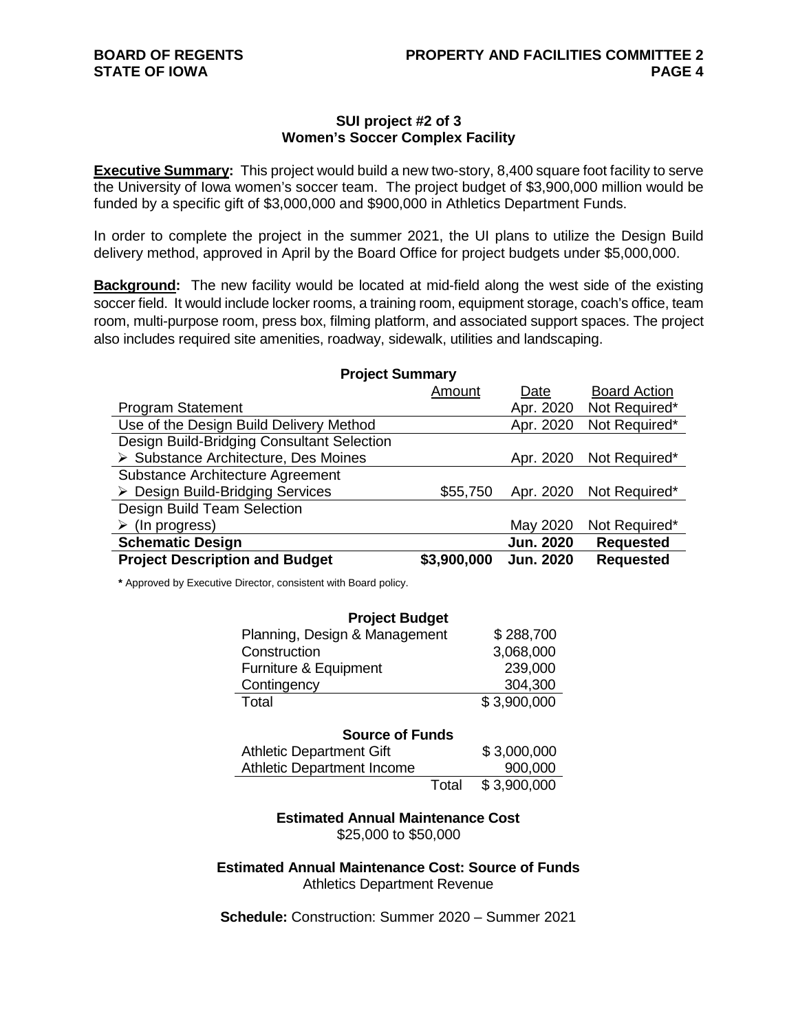### SUI project #2 of 3
### Women's Soccer Complex Facility

**Executive Summary:** This project would build a new two-story, 8,400 square foot facility to serve the University of Iowa women's soccer team. The project budget of $3,900,000 million would be funded by a specific gift of $3,000,000 and $900,000 in Athletics Department Funds.

In order to complete the project in the summer 2021, the UI plans to utilize the Design Build delivery method, approved in April by the Board Office for project budgets under $5,000,000.

**Background:** The new facility would be located at mid-field along the west side of the existing soccer field. It would include locker rooms, a training room, equipment storage, coach's office, team room, multi-purpose room, press box, filming platform, and associated support spaces. The project also includes required site amenities, roadway, sidewalk, utilities and landscaping.

**Project Summary**

| | Amount | Date | Board Action |
|---|---|---|---|
| Program Statement | | Apr. 2020 | Not Required* |
| Use of the Design Build Delivery Method | | Apr. 2020 | Not Required* |
| Design Build-Bridging Consultant Selection<br>➢ Substance Architecture, Des Moines | | Apr. 2020 | Not Required* |
| Substance Architecture Agreement<br>➢ Design Build-Bridging Services | $55,750 | Apr. 2020 | Not Required* |
| Design Build Team Selection<br>➢ (In progress) | | May 2020 | Not Required* |
| **Schematic Design** | | **Jun. 2020** | **Requested** |
| **Project Description and Budget** | **$3,900,000** | **Jun. 2020** | **Requested** |

**\*** Approved by Executive Director, consistent with Board policy.

**Project Budget**

| | |
|---|---|
| Planning, Design & Management | $ 288,700 |
| Construction | 3,068,000 |
| Furniture & Equipment | 239,000 |
| Contingency | 304,300 |
| Total | $ 3,900,000 |

**Source of Funds**

| | |
|---|---|
| Athletic Department Gift | $ 3,000,000 |
| Athletic Department Income | 900,000 |
| Total | $ 3,900,000 |

**Estimated Annual Maintenance Cost**
$25,000 to $50,000

**Estimated Annual Maintenance Cost: Source of Funds**
Athletics Department Revenue

**Schedule:** Construction: Summer 2020 – Summer 2021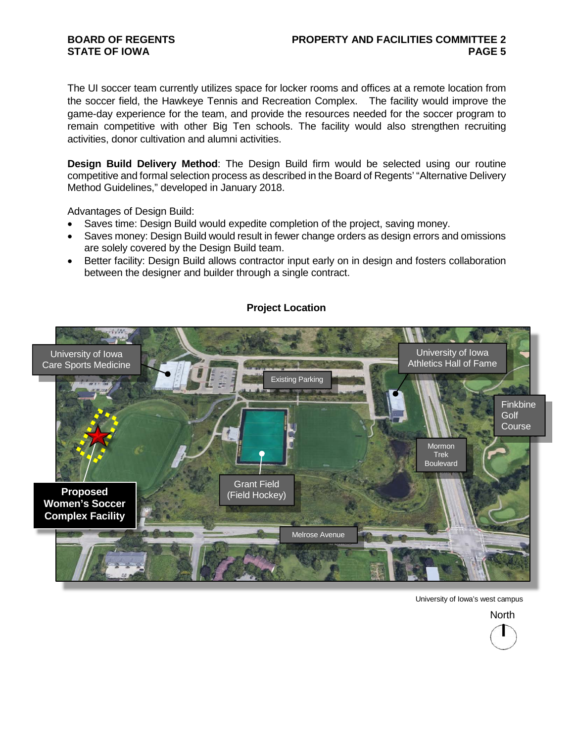The UI soccer team currently utilizes space for locker rooms and offices at a remote location from the soccer field, the Hawkeye Tennis and Recreation Complex. The facility would improve the game-day experience for the team, and provide the resources needed for the soccer program to remain competitive with other Big Ten schools. The facility would also strengthen recruiting activities, donor cultivation and alumni activities.

**Design Build Delivery Method**: The Design Build firm would be selected using our routine competitive and formal selection process as described in the Board of Regents' "Alternative Delivery Method Guidelines," developed in January 2018.

Advantages of Design Build:

- Saves time: Design Build would expedite completion of the project, saving money.
- Saves money: Design Build would result in fewer change orders as design errors and omissions are solely covered by the Design Build team.
- Better facility: Design Build allows contractor input early on in design and fosters collaboration between the designer and builder through a single contract.

**Project Location**

University of Iowa Care Sports Medicine

Existing Parking

University of Iowa Athletics Hall of Fame

Finkbine Golf Course

Mormon Trek Boulevard

Grant Field (Field Hockey)

**Proposed Women's Soccer Complex Facility**

Melrose Avenue

University of Iowa's west campus

North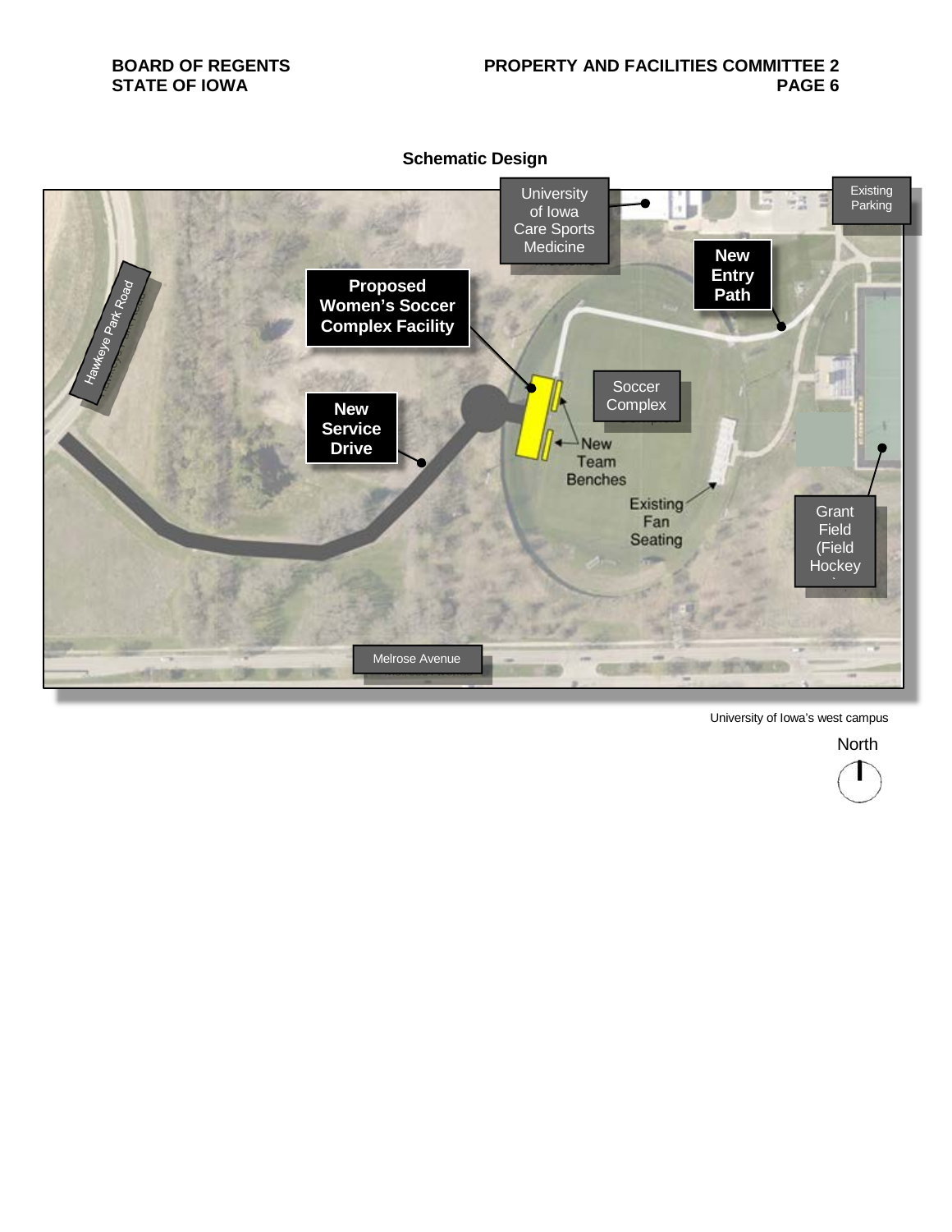## Schematic Design

University of Iowa Care Sports Medicine

Existing Parking

New Entry Path

Proposed Women's Soccer Complex Facility

Hawkeye Park Road

Soccer Complex

New Service Drive

New Team Benches

Existing Fan Seating

Grant Field (Field Hockey

Melrose Avenue

University of Iowa's west campus

North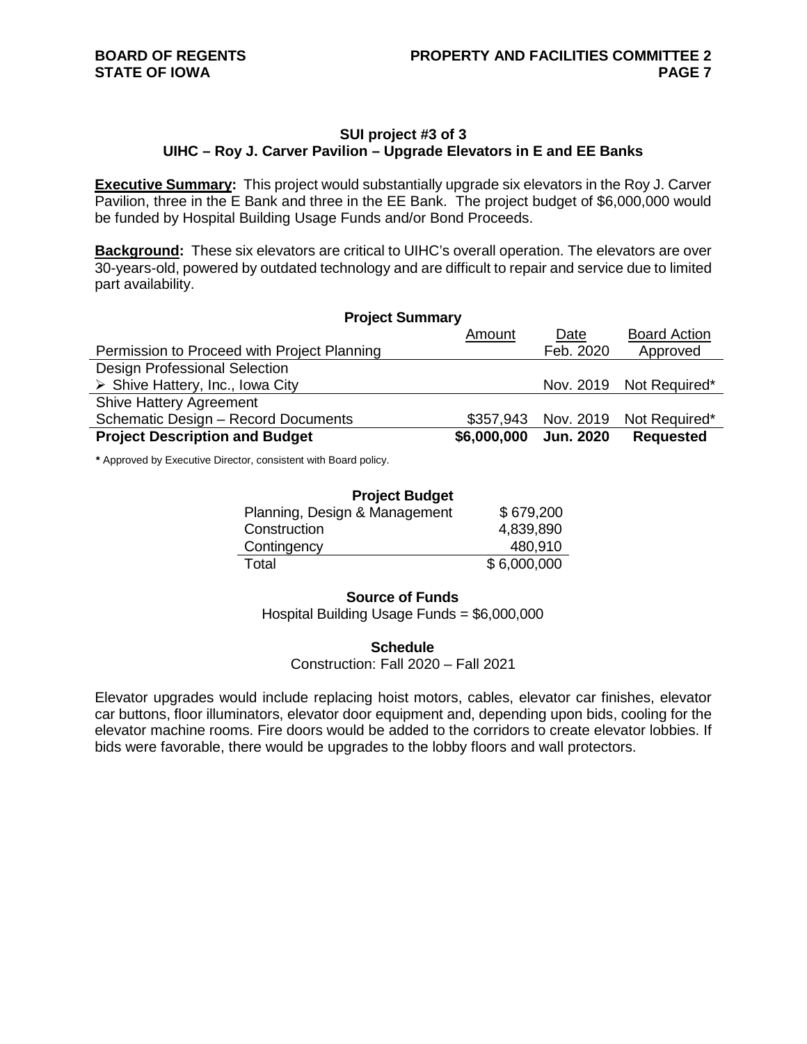## SUI project #3 of 3

## UIHC – Roy J. Carver Pavilion – Upgrade Elevators in E and EE Banks

**Executive Summary:** This project would substantially upgrade six elevators in the Roy J. Carver Pavilion, three in the E Bank and three in the EE Bank. The project budget of $6,000,000 would be funded by Hospital Building Usage Funds and/or Bond Proceeds.

**Background:** These six elevators are critical to UIHC's overall operation. The elevators are over 30-years-old, powered by outdated technology and are difficult to repair and service due to limited part availability.

**Project Summary**

| | Amount | Date | Board Action |
|---|---|---|---|
| Permission to Proceed with Project Planning | | Feb. 2020 | Approved |
| Design Professional Selection | | | |
| ➢ Shive Hattery, Inc., Iowa City | | Nov. 2019 | Not Required* |
| Shive Hattery Agreement | | | |
| Schematic Design – Record Documents | $357,943 | Nov. 2019 | Not Required* |
| **Project Description and Budget** | **$6,000,000** | **Jun. 2020** | **Requested** |

**\*** Approved by Executive Director, consistent with Board policy.

**Project Budget**

| | |
|---|---|
| Planning, Design & Management | $ 679,200 |
| Construction | 4,839,890 |
| Contingency | 480,910 |
| Total | $ 6,000,000 |

**Source of Funds**

Hospital Building Usage Funds = $6,000,000

**Schedule**

Construction: Fall 2020 – Fall 2021

Elevator upgrades would include replacing hoist motors, cables, elevator car finishes, elevator car buttons, floor illuminators, elevator door equipment and, depending upon bids, cooling for the elevator machine rooms. Fire doors would be added to the corridors to create elevator lobbies. If bids were favorable, there would be upgrades to the lobby floors and wall protectors.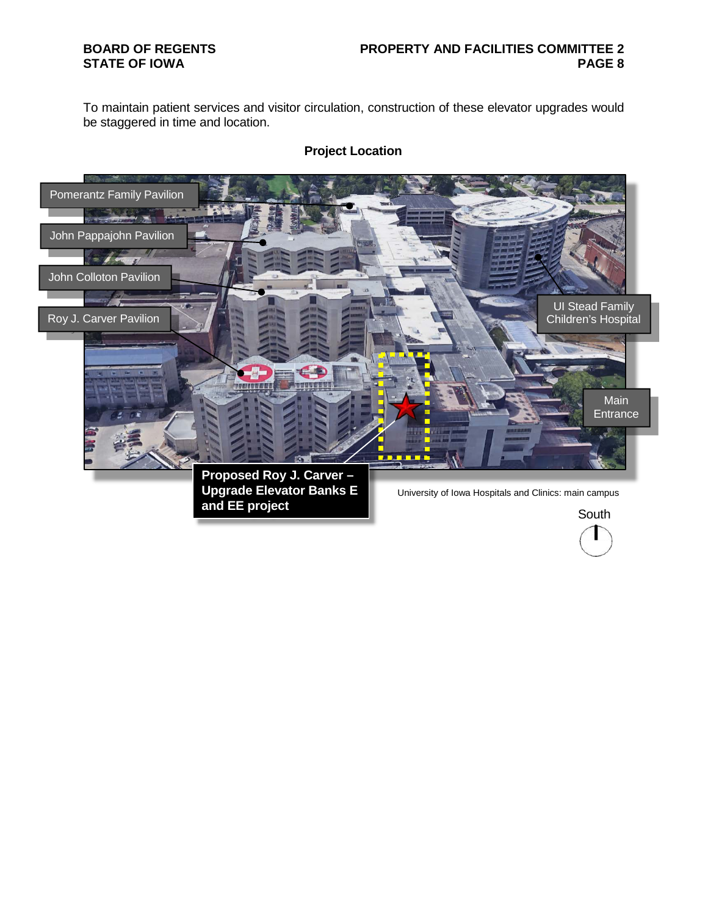To maintain patient services and visitor circulation, construction of these elevator upgrades would be staggered in time and location.

**Project Location**

Pomerantz Family Pavilion

John Pappajohn Pavilion

John Colloton Pavilion

Roy J. Carver Pavilion

UI Stead Family Children's Hospital

Main Entrance

**Proposed Roy J. Carver – Upgrade Elevator Banks E and EE project**

University of Iowa Hospitals and Clinics: main campus

South